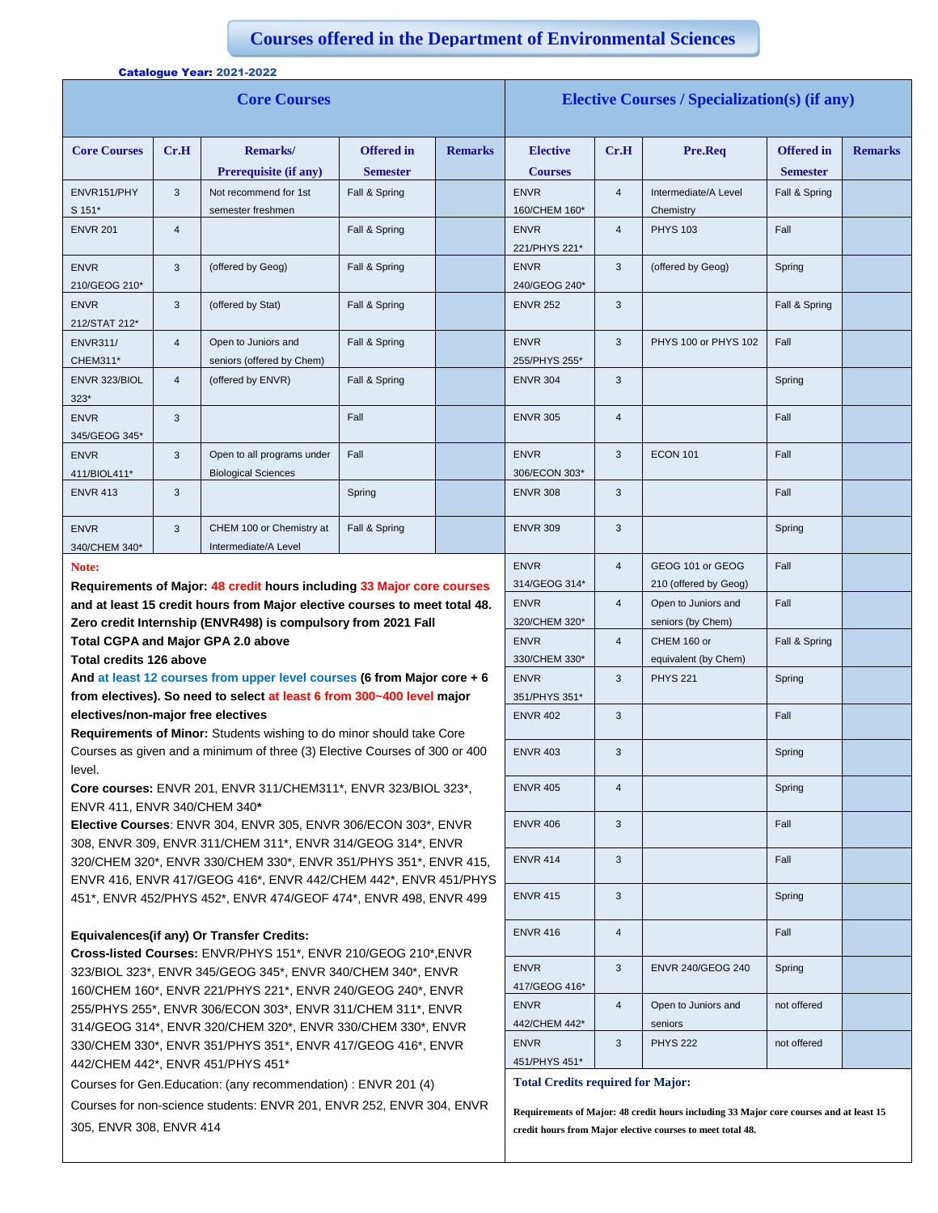# Courses offered in the Department of Environmental Sciences

**Catalogue Year: 2021-2022**

## Core Courses

| Core Courses | Cr.H | Remarks/ Prerequisite (if any) | Offered in Semester | Remarks |
|---|---|---|---|---|
| ENVR151/PHYS 151* | 3 | Not recommend for 1st semester freshmen | Fall & Spring | |
| ENVR 201 | 4 | | Fall & Spring | |
| ENVR 210/GEOG 210* | 3 | (offered by Geog) | Fall & Spring | |
| ENVR 212/STAT 212* | 3 | (offered by Stat) | Fall & Spring | |
| ENVR311/ CHEM311* | 4 | Open to Juniors and seniors (offered by Chem) | Fall & Spring | |
| ENVR 323/BIOL 323* | 4 | (offered by ENVR) | Fall & Spring | |
| ENVR 345/GEOG 345* | 3 | | Fall | |
| ENVR 411/BIOL411* | 3 | Open to all programs under Biological Sciences | Fall | |
| ENVR 413 | 3 | | Spring | |
| ENVR 340/CHEM 340* | 3 | CHEM 100 or Chemistry at Intermediate/A Level | Fall & Spring | |

**Note:**

**Requirements of Major: 48 credit hours including 33 Major core courses and at least 15 credit hours from Major elective courses to meet total 48.**

**Zero credit Internship (ENVR498) is compulsory from 2021 Fall**

**Total CGPA and Major GPA 2.0 above**

**Total credits 126 above**

**And at least 12 courses from upper level courses (6 from Major core + 6 from electives). So need to select at least 6 from 300~400 level major electives/non-major free electives**

**Requirements of Minor:** Students wishing to do minor should take Core Courses as given and a minimum of three (3) Elective Courses of 300 or 400 level.

**Core courses:** ENVR 201, ENVR 311/CHEM311*, ENVR 323/BIOL 323*, ENVR 411, ENVR 340/CHEM 340*

**Elective Courses**: ENVR 304, ENVR 305, ENVR 306/ECON 303*, ENVR 308, ENVR 309, ENVR 311/CHEM 311*, ENVR 314/GEOG 314*, ENVR 320/CHEM 320*, ENVR 330/CHEM 330*, ENVR 351/PHYS 351*, ENVR 415, ENVR 416, ENVR 417/GEOG 416*, ENVR 442/CHEM 442*, ENVR 451/PHYS 451*, ENVR 452/PHYS 452*, ENVR 474/GEOF 474*, ENVR 498, ENVR 499

**Equivalences(if any) Or Transfer Credits:**

**Cross-listed Courses:** ENVR/PHYS 151*, ENVR 210/GEOG 210*,ENVR 323/BIOL 323*, ENVR 345/GEOG 345*, ENVR 340/CHEM 340*, ENVR 160/CHEM 160*, ENVR 221/PHYS 221*, ENVR 240/GEOG 240*, ENVR 255/PHYS 255*, ENVR 306/ECON 303*, ENVR 311/CHEM 311*, ENVR 314/GEOG 314*, ENVR 320/CHEM 320*, ENVR 330/CHEM 330*, ENVR 330/CHEM 330*, ENVR 351/PHYS 351*, ENVR 417/GEOG 416*, ENVR 442/CHEM 442*, ENVR 451/PHYS 451*

Courses for Gen.Education: (any recommendation) : ENVR 201 (4)

Courses for non-science students: ENVR 201, ENVR 252, ENVR 304, ENVR 305, ENVR 308, ENVR 414

## Elective Courses / Specialization(s) (if any)

| Elective Courses | Cr.H | Pre.Req | Offered in Semester | Remarks |
|---|---|---|---|---|
| ENVR 160/CHEM 160* | 4 | Intermediate/A Level Chemistry | Fall & Spring | |
| ENVR 221/PHYS 221* | 4 | PHYS 103 | Fall | |
| ENVR 240/GEOG 240* | 3 | (offered by Geog) | Spring | |
| ENVR 252 | 3 | | Fall & Spring | |
| ENVR 255/PHYS 255* | 3 | PHYS 100 or PHYS 102 | Fall | |
| ENVR 304 | 3 | | Spring | |
| ENVR 305 | 4 | | Fall | |
| ENVR 306/ECON 303* | 3 | ECON 101 | Fall | |
| ENVR 308 | 3 | | Fall | |
| ENVR 309 | 3 | | Spring | |
| ENVR 314/GEOG 314* | 4 | GEOG 101 or GEOG 210 (offered by Geog) | Fall | |
| ENVR 320/CHEM 320* | 4 | Open to Juniors and seniors (by Chem) | Fall | |
| ENVR 330/CHEM 330* | 4 | CHEM 160 or equivalent (by Chem) | Fall & Spring | |
| ENVR 351/PHYS 351* | 3 | PHYS 221 | Spring | |
| ENVR 402 | 3 | | Fall | |
| ENVR 403 | 3 | | Spring | |
| ENVR 405 | 4 | | Spring | |
| ENVR 406 | 3 | | Fall | |
| ENVR 414 | 3 | | Fall | |
| ENVR 415 | 3 | | Spring | |
| ENVR 416 | 4 | | Fall | |
| ENVR 417/GEOG 416* | 3 | ENVR 240/GEOG 240 | Spring | |
| ENVR 442/CHEM 442* | 4 | Open to Juniors and seniors | not offered | |
| ENVR 451/PHYS 451* | 3 | PHYS 222 | not offered | |

**Total Credits required for Major:**

**Requirements of Major: 48 credit hours including 33 Major core courses and at least 15 credit hours from Major elective courses to meet total 48.**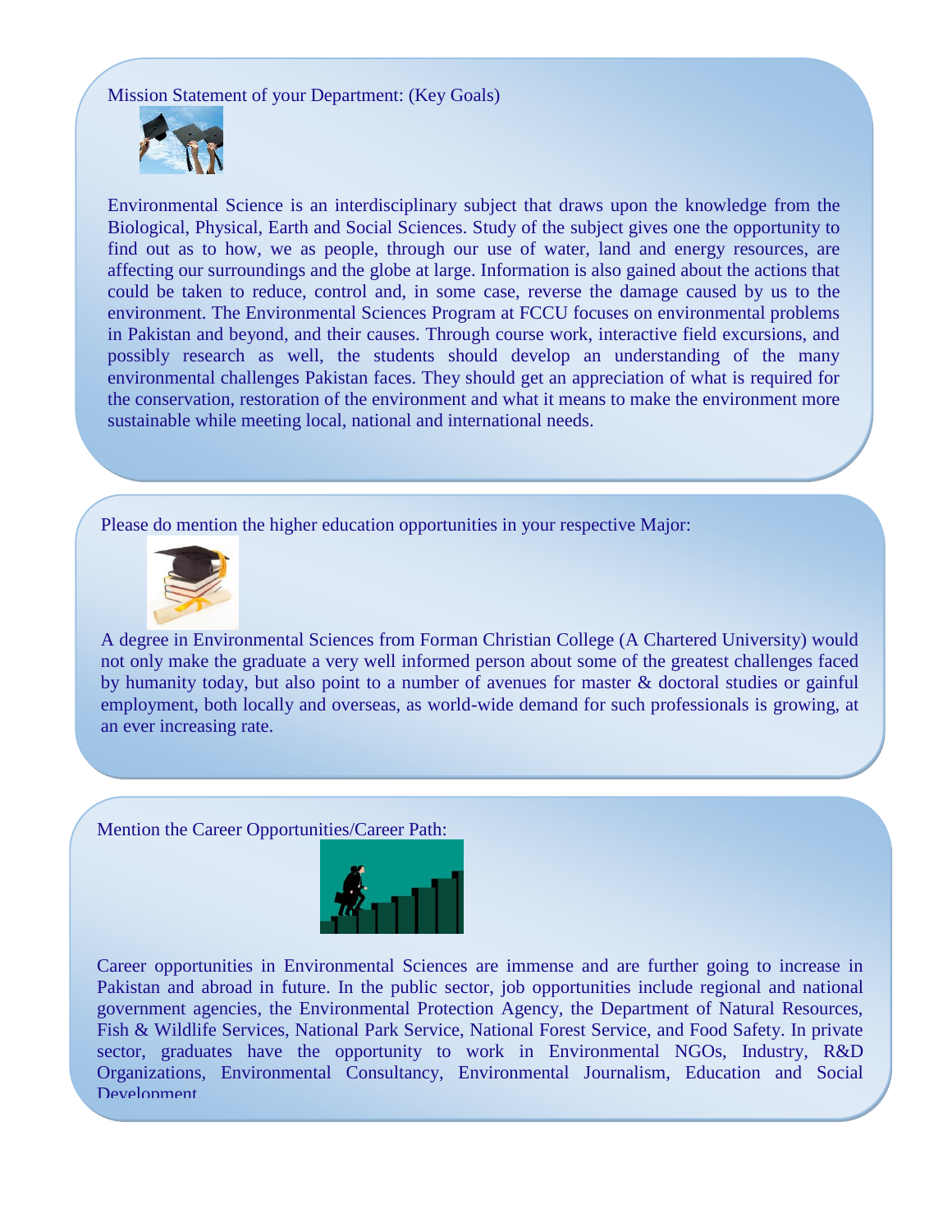Mission Statement of your Department: (Key Goals)

Environmental Science is an interdisciplinary subject that draws upon the knowledge from the Biological, Physical, Earth and Social Sciences. Study of the subject gives one the opportunity to find out as to how, we as people, through our use of water, land and energy resources, are affecting our surroundings and the globe at large. Information is also gained about the actions that could be taken to reduce, control and, in some case, reverse the damage caused by us to the environment. The Environmental Sciences Program at FCCU focuses on environmental problems in Pakistan and beyond, and their causes. Through course work, interactive field excursions, and possibly research as well, the students should develop an understanding of the many environmental challenges Pakistan faces. They should get an appreciation of what is required for the conservation, restoration of the environment and what it means to make the environment more sustainable while meeting local, national and international needs.

Please do mention the higher education opportunities in your respective Major:

A degree in Environmental Sciences from Forman Christian College (A Chartered University) would not only make the graduate a very well informed person about some of the greatest challenges faced by humanity today, but also point to a number of avenues for master & doctoral studies or gainful employment, both locally and overseas, as world-wide demand for such professionals is growing, at an ever increasing rate.

Mention the Career Opportunities/Career Path:

Career opportunities in Environmental Sciences are immense and are further going to increase in Pakistan and abroad in future. In the public sector, job opportunities include regional and national government agencies, the Environmental Protection Agency, the Department of Natural Resources, Fish & Wildlife Services, National Park Service, National Forest Service, and Food Safety. In private sector, graduates have the opportunity to work in Environmental NGOs, Industry, R&D Organizations, Environmental Consultancy, Environmental Journalism, Education and Social Development.